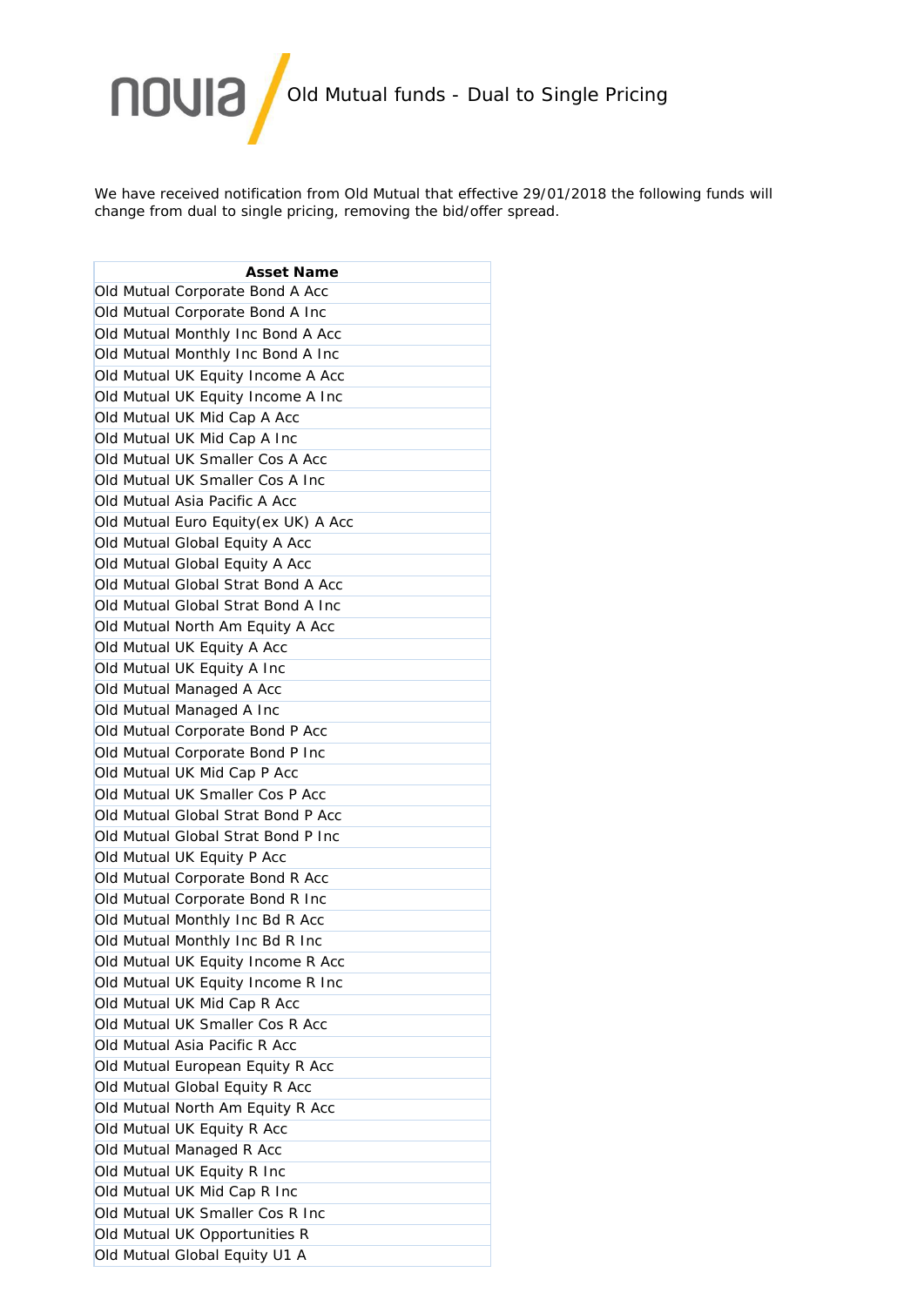# Old Mutual funds - Dual to Single Pricing

We have received notification from Old Mutual that effective 29/01/2018 the following funds will change from dual to single pricing, removing the bid/offer spread.

| Asset Name |
|---|
| Old Mutual Corporate Bond A Acc |
| Old Mutual Corporate Bond A Inc |
| Old Mutual Monthly Inc Bond A Acc |
| Old Mutual Monthly Inc Bond A Inc |
| Old Mutual UK Equity Income A Acc |
| Old Mutual UK Equity Income A Inc |
| Old Mutual UK Mid Cap A Acc |
| Old Mutual UK Mid Cap A Inc |
| Old Mutual UK Smaller Cos A Acc |
| Old Mutual UK Smaller Cos A Inc |
| Old Mutual Asia Pacific A Acc |
| Old Mutual Euro Equity(ex UK) A Acc |
| Old Mutual Global Equity A Acc |
| Old Mutual Global Equity A Acc |
| Old Mutual Global Strat Bond A Acc |
| Old Mutual Global Strat Bond A Inc |
| Old Mutual North Am Equity A Acc |
| Old Mutual UK Equity A Acc |
| Old Mutual UK Equity A Inc |
| Old Mutual Managed A Acc |
| Old Mutual Managed A Inc |
| Old Mutual Corporate Bond P Acc |
| Old Mutual Corporate Bond P Inc |
| Old Mutual UK Mid Cap P Acc |
| Old Mutual UK Smaller Cos P Acc |
| Old Mutual Global Strat Bond P Acc |
| Old Mutual Global Strat Bond P Inc |
| Old Mutual UK Equity P Acc |
| Old Mutual Corporate Bond R Acc |
| Old Mutual Corporate Bond R Inc |
| Old Mutual Monthly Inc Bd R Acc |
| Old Mutual Monthly Inc Bd R Inc |
| Old Mutual UK Equity Income R Acc |
| Old Mutual UK Equity Income R Inc |
| Old Mutual UK Mid Cap R Acc |
| Old Mutual UK Smaller Cos R Acc |
| Old Mutual Asia Pacific R Acc |
| Old Mutual European Equity R Acc |
| Old Mutual Global Equity R Acc |
| Old Mutual North Am Equity R Acc |
| Old Mutual UK Equity R Acc |
| Old Mutual Managed R Acc |
| Old Mutual UK Equity R Inc |
| Old Mutual UK Mid Cap R Inc |
| Old Mutual UK Smaller Cos R Inc |
| Old Mutual UK Opportunities R |
| Old Mutual Global Equity U1 A |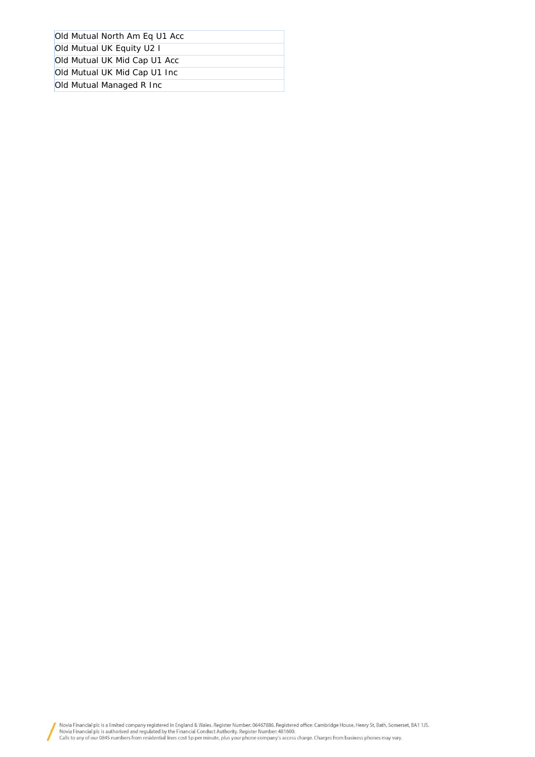| |
|---|
| Old Mutual North Am Eq U1 Acc |
| Old Mutual UK Equity U2 I |
| Old Mutual UK Mid Cap U1 Acc |
| Old Mutual UK Mid Cap U1 Inc |
| Old Mutual Managed R Inc |

Novia Financial plc is a limited company registered in England & Wales. Register Number: 06467886. Registered office: Cambridge House, Henry St, Bath, Somerset, BA1 1JS.
Novia Financial plc is authorised and regulated by the Financial Conduct Authority. Register Number: 481600.
Calls to any of our 0845 numbers from residential lines cost 5p per minute, plus your phone company's access charge. Charges from business phones may vary.